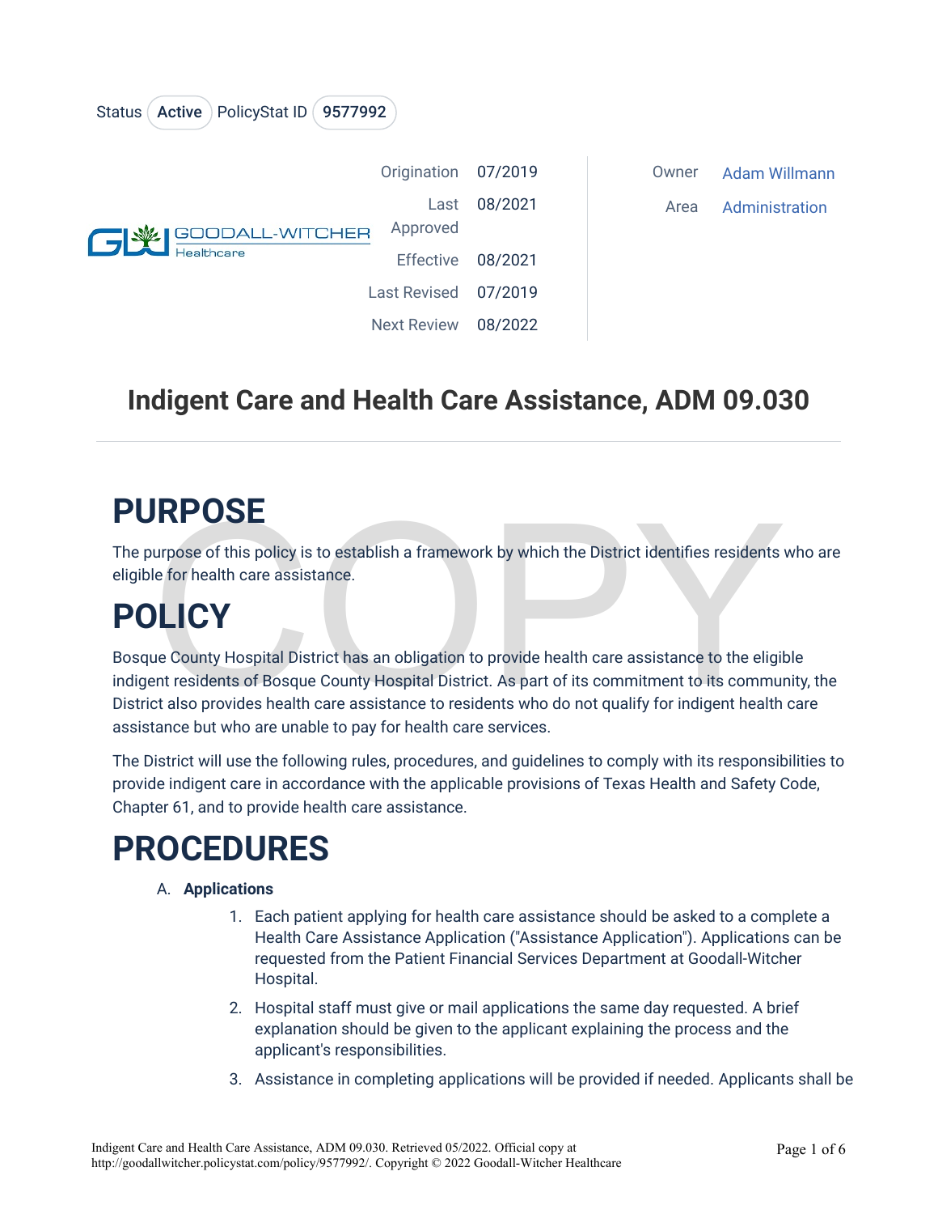Status Active PolicyStat ID 9577992

| | | | |
|---|---|---|---|
| Origination | 07/2019 | Owner | Adam Willmann |
| Last Approved | 08/2021 | Area | Administration |
| Effective | 08/2021 | | |
| Last Revised | 07/2019 | | |
| Next Review | 08/2022 | | |

# Indigent Care and Health Care Assistance, ADM 09.030

## PURPOSE

The purpose of this policy is to establish a framework by which the District identifies residents who are eligible for health care assistance.

## POLICY

Bosque County Hospital District has an obligation to provide health care assistance to the eligible indigent residents of Bosque County Hospital District. As part of its commitment to its community, the District also provides health care assistance to residents who do not qualify for indigent health care assistance but who are unable to pay for health care services.

The District will use the following rules, procedures, and guidelines to comply with its responsibilities to provide indigent care in accordance with the applicable provisions of Texas Health and Safety Code, Chapter 61, and to provide health care assistance.

## PROCEDURES

A. **Applications**

1. Each patient applying for health care assistance should be asked to a complete a Health Care Assistance Application ("Assistance Application"). Applications can be requested from the Patient Financial Services Department at Goodall-Witcher Hospital.
2. Hospital staff must give or mail applications the same day requested. A brief explanation should be given to the applicant explaining the process and the applicant's responsibilities.
3. Assistance in completing applications will be provided if needed. Applicants shall be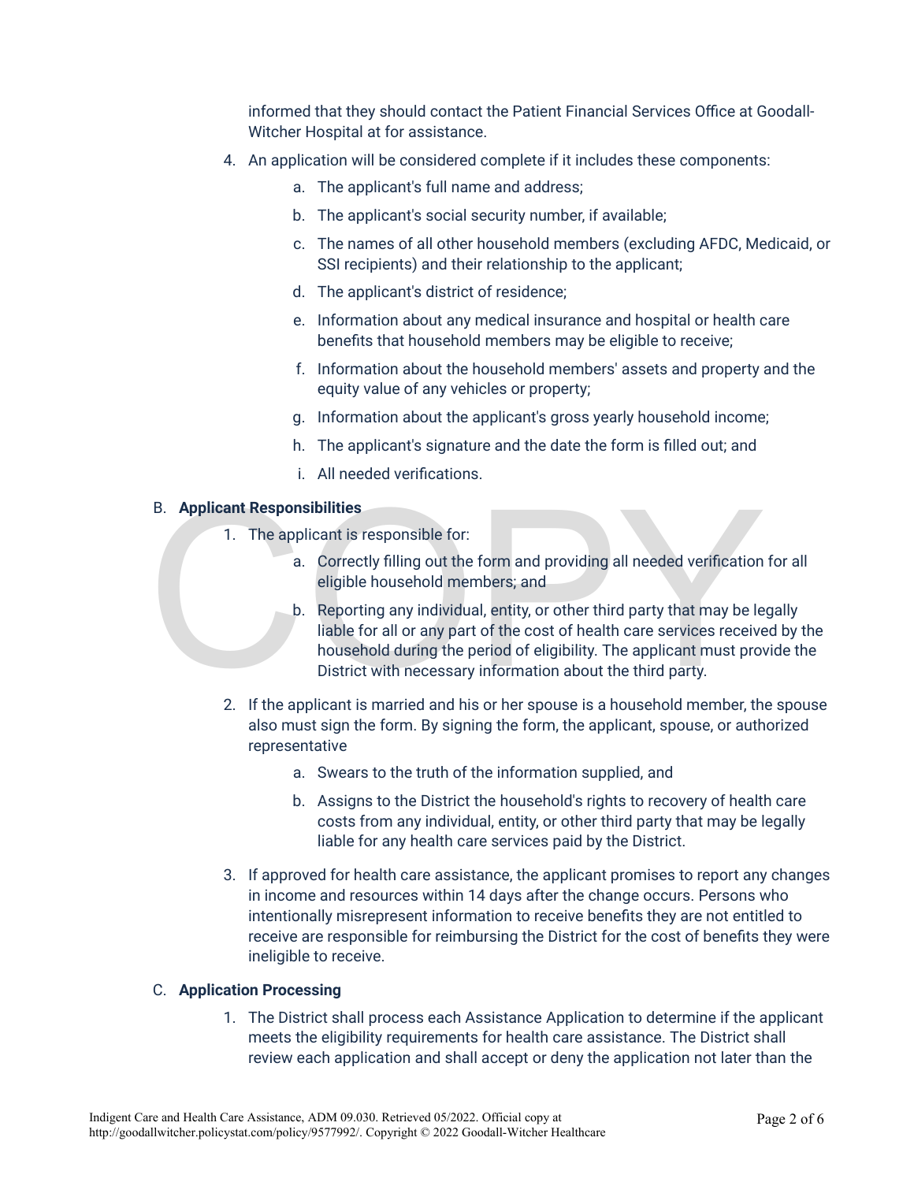informed that they should contact the Patient Financial Services Office at Goodall-Witcher Hospital at for assistance.

4. An application will be considered complete if it includes these components:
    a. The applicant's full name and address;
    b. The applicant's social security number, if available;
    c. The names of all other household members (excluding AFDC, Medicaid, or SSI recipients) and their relationship to the applicant;
    d. The applicant's district of residence;
    e. Information about any medical insurance and hospital or health care benefits that household members may be eligible to receive;
    f. Information about the household members' assets and property and the equity value of any vehicles or property;
    g. Information about the applicant's gross yearly household income;
    h. The applicant's signature and the date the form is filled out; and
    i. All needed verifications.

B. **Applicant Responsibilities**

1. The applicant is responsible for:
    a. Correctly filling out the form and providing all needed verification for all eligible household members; and
    b. Reporting any individual, entity, or other third party that may be legally liable for all or any part of the cost of health care services received by the household during the period of eligibility. The applicant must provide the District with necessary information about the third party.
2. If the applicant is married and his or her spouse is a household member, the spouse also must sign the form. By signing the form, the applicant, spouse, or authorized representative
    a. Swears to the truth of the information supplied, and
    b. Assigns to the District the household's rights to recovery of health care costs from any individual, entity, or other third party that may be legally liable for any health care services paid by the District.
3. If approved for health care assistance, the applicant promises to report any changes in income and resources within 14 days after the change occurs. Persons who intentionally misrepresent information to receive benefits they are not entitled to receive are responsible for reimbursing the District for the cost of benefits they were ineligible to receive.

C. **Application Processing**

1. The District shall process each Assistance Application to determine if the applicant meets the eligibility requirements for health care assistance. The District shall review each application and shall accept or deny the application not later than the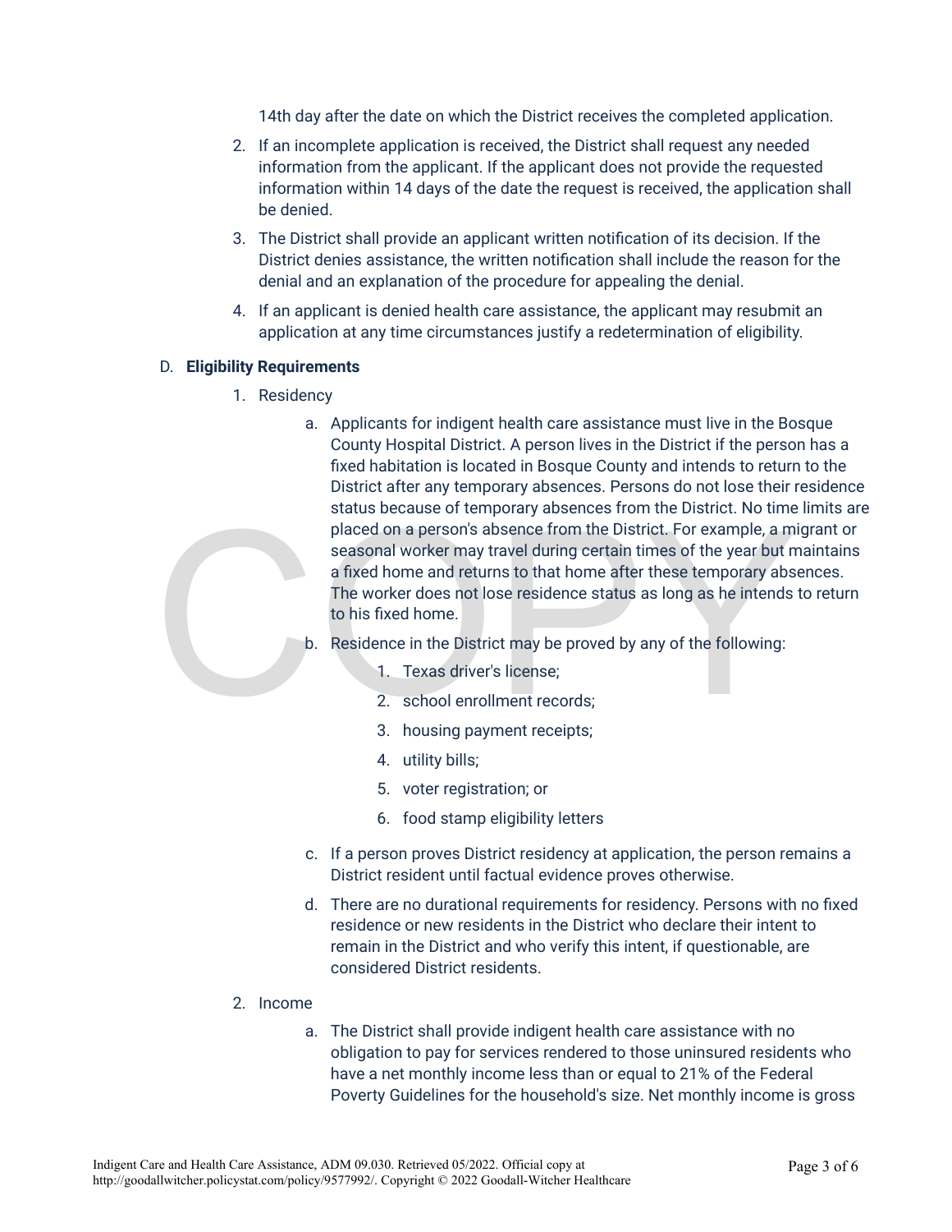14th day after the date on which the District receives the completed application.

2. If an incomplete application is received, the District shall request any needed information from the applicant. If the applicant does not provide the requested information within 14 days of the date the request is received, the application shall be denied.
3. The District shall provide an applicant written notification of its decision. If the District denies assistance, the written notification shall include the reason for the denial and an explanation of the procedure for appealing the denial.
4. If an applicant is denied health care assistance, the applicant may resubmit an application at any time circumstances justify a redetermination of eligibility.

D. **Eligibility Requirements**

1. Residency
   a. Applicants for indigent health care assistance must live in the Bosque County Hospital District. A person lives in the District if the person has a fixed habitation is located in Bosque County and intends to return to the District after any temporary absences. Persons do not lose their residence status because of temporary absences from the District. No time limits are placed on a person's absence from the District. For example, a migrant or seasonal worker may travel during certain times of the year but maintains a fixed home and returns to that home after these temporary absences. The worker does not lose residence status as long as he intends to return to his fixed home.
   b. Residence in the District may be proved by any of the following:
      1. Texas driver's license;
      2. school enrollment records;
      3. housing payment receipts;
      4. utility bills;
      5. voter registration; or
      6. food stamp eligibility letters
   c. If a person proves District residency at application, the person remains a District resident until factual evidence proves otherwise.
   d. There are no durational requirements for residency. Persons with no fixed residence or new residents in the District who declare their intent to remain in the District and who verify this intent, if questionable, are considered District residents.
2. Income
   a. The District shall provide indigent health care assistance with no obligation to pay for services rendered to those uninsured residents who have a net monthly income less than or equal to 21% of the Federal Poverty Guidelines for the household's size. Net monthly income is gross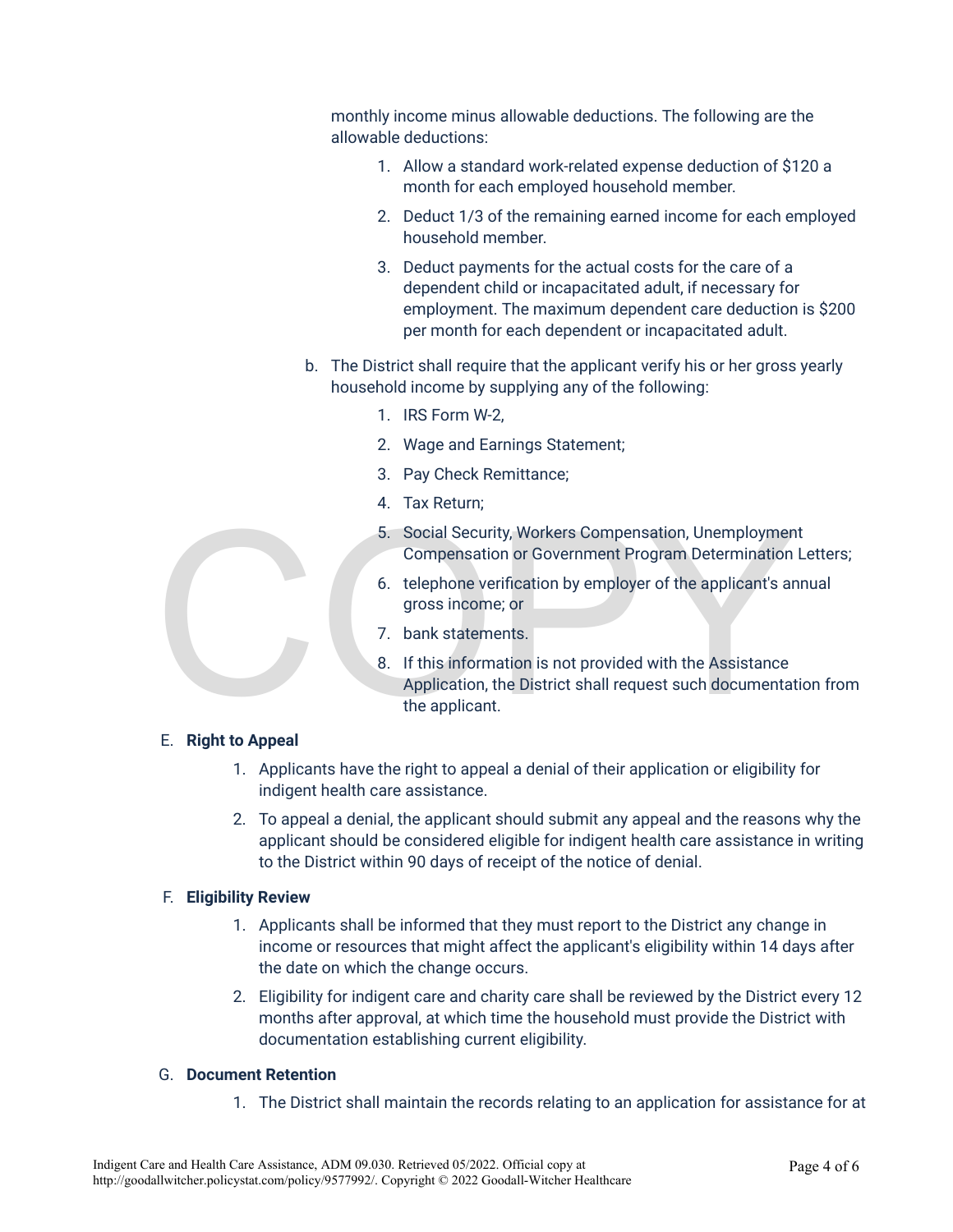monthly income minus allowable deductions. The following are the allowable deductions:

1. Allow a standard work-related expense deduction of $120 a month for each employed household member.
2. Deduct 1/3 of the remaining earned income for each employed household member.
3. Deduct payments for the actual costs for the care of a dependent child or incapacitated adult, if necessary for employment. The maximum dependent care deduction is $200 per month for each dependent or incapacitated adult.

b. The District shall require that the applicant verify his or her gross yearly household income by supplying any of the following:

1. IRS Form W-2,
2. Wage and Earnings Statement;
3. Pay Check Remittance;
4. Tax Return;
5. Social Security, Workers Compensation, Unemployment Compensation or Government Program Determination Letters;
6. telephone verification by employer of the applicant's annual gross income; or
7. bank statements.
8. If this information is not provided with the Assistance Application, the District shall request such documentation from the applicant.

E. **Right to Appeal**

1. Applicants have the right to appeal a denial of their application or eligibility for indigent health care assistance.
2. To appeal a denial, the applicant should submit any appeal and the reasons why the applicant should be considered eligible for indigent health care assistance in writing to the District within 90 days of receipt of the notice of denial.

F. **Eligibility Review**

1. Applicants shall be informed that they must report to the District any change in income or resources that might affect the applicant's eligibility within 14 days after the date on which the change occurs.
2. Eligibility for indigent care and charity care shall be reviewed by the District every 12 months after approval, at which time the household must provide the District with documentation establishing current eligibility.

G. **Document Retention**

1. The District shall maintain the records relating to an application for assistance for at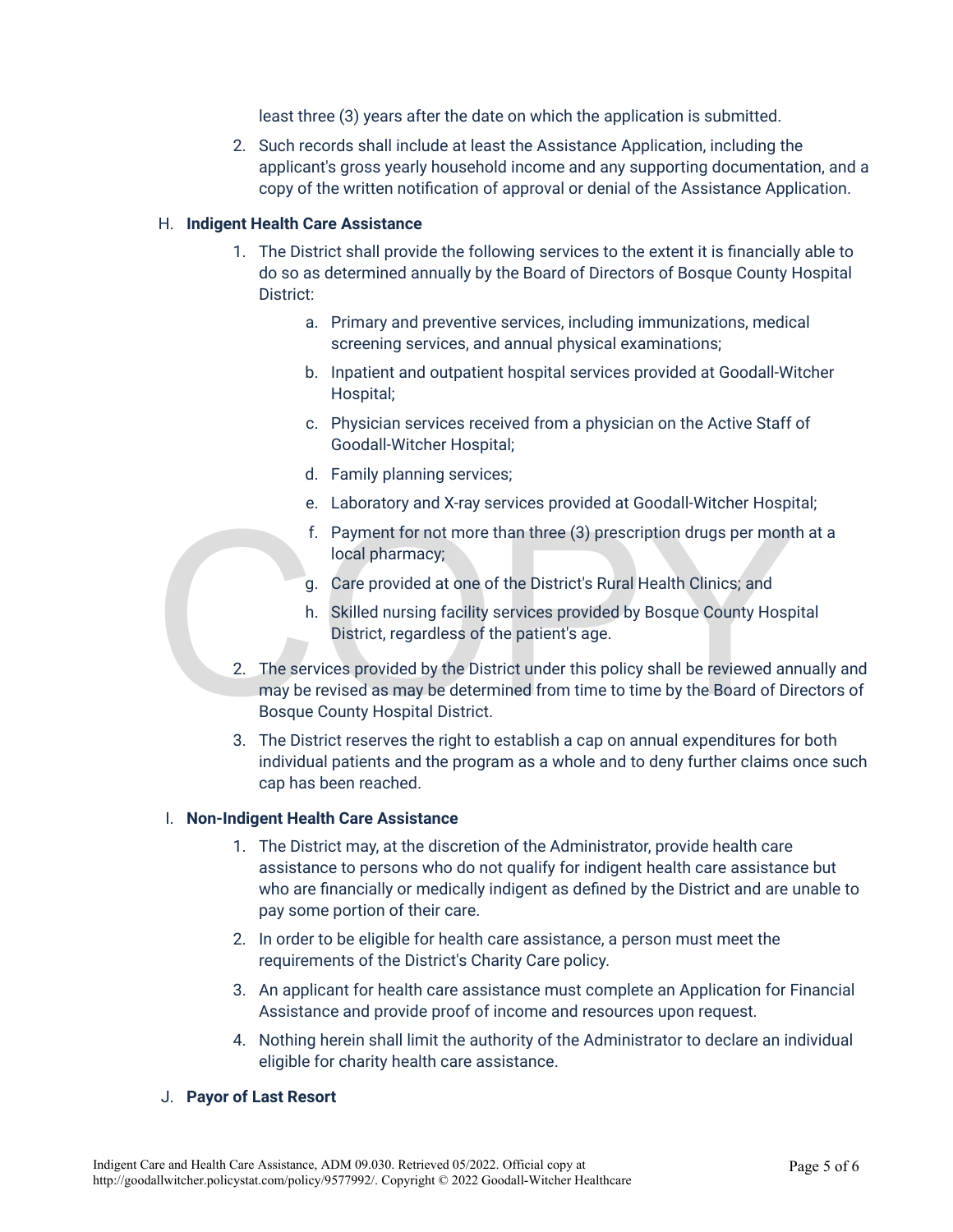least three (3) years after the date on which the application is submitted.

2. Such records shall include at least the Assistance Application, including the applicant's gross yearly household income and any supporting documentation, and a copy of the written notification of approval or denial of the Assistance Application.

H. **Indigent Health Care Assistance**

1. The District shall provide the following services to the extent it is financially able to do so as determined annually by the Board of Directors of Bosque County Hospital District:
   a. Primary and preventive services, including immunizations, medical screening services, and annual physical examinations;
   b. Inpatient and outpatient hospital services provided at Goodall-Witcher Hospital;
   c. Physician services received from a physician on the Active Staff of Goodall-Witcher Hospital;
   d. Family planning services;
   e. Laboratory and X-ray services provided at Goodall-Witcher Hospital;
   f. Payment for not more than three (3) prescription drugs per month at a local pharmacy;
   g. Care provided at one of the District's Rural Health Clinics; and
   h. Skilled nursing facility services provided by Bosque County Hospital District, regardless of the patient's age.
2. The services provided by the District under this policy shall be reviewed annually and may be revised as may be determined from time to time by the Board of Directors of Bosque County Hospital District.
3. The District reserves the right to establish a cap on annual expenditures for both individual patients and the program as a whole and to deny further claims once such cap has been reached.

I. **Non-Indigent Health Care Assistance**

1. The District may, at the discretion of the Administrator, provide health care assistance to persons who do not qualify for indigent health care assistance but who are financially or medically indigent as defined by the District and are unable to pay some portion of their care.
2. In order to be eligible for health care assistance, a person must meet the requirements of the District's Charity Care policy.
3. An applicant for health care assistance must complete an Application for Financial Assistance and provide proof of income and resources upon request.
4. Nothing herein shall limit the authority of the Administrator to declare an individual eligible for charity health care assistance.

J. **Payor of Last Resort**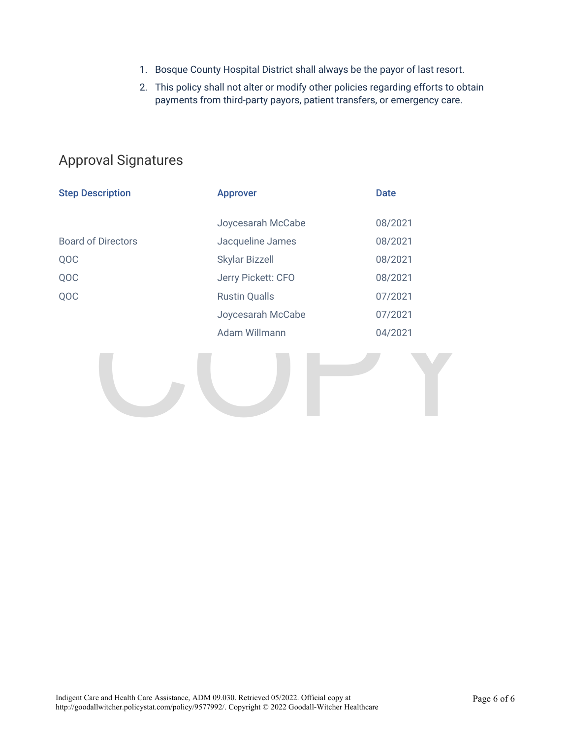1. Bosque County Hospital District shall always be the payor of last resort.
2. This policy shall not alter or modify other policies regarding efforts to obtain payments from third-party payors, patient transfers, or emergency care.

## Approval Signatures

| Step Description | Approver | Date |
|---|---|---|
| | Joycesarah McCabe | 08/2021 |
| Board of Directors | Jacqueline James | 08/2021 |
| QOC | Skylar Bizzell | 08/2021 |
| QOC | Jerry Pickett: CFO | 08/2021 |
| QOC | Rustin Qualls | 07/2021 |
| | Joycesarah McCabe | 07/2021 |
| | Adam Willmann | 04/2021 |